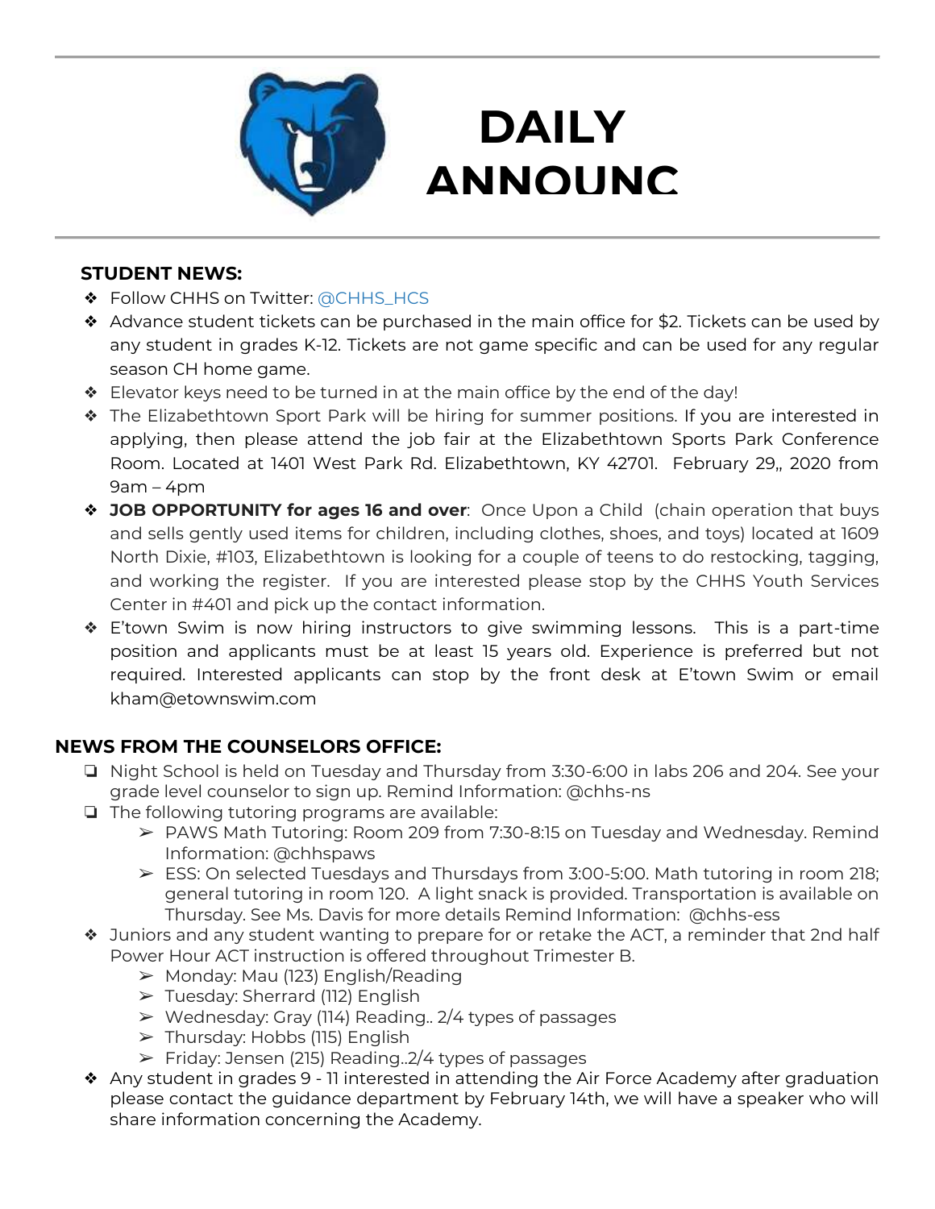# DAILY ANNOUNC

## STUDENT NEWS:

- Follow CHHS on Twitter: @CHHS_HCS
- Advance student tickets can be purchased in the main office for $2. Tickets can be used by any student in grades K-12. Tickets are not game specific and can be used for any regular season CH home game.
- Elevator keys need to be turned in at the main office by the end of the day!
- The Elizabethtown Sport Park will be hiring for summer positions. If you are interested in applying, then please attend the job fair at the Elizabethtown Sports Park Conference Room. Located at 1401 West Park Rd. Elizabethtown, KY 42701. February 29,, 2020 from 9am – 4pm
- **JOB OPPORTUNITY for ages 16 and over**: Once Upon a Child (chain operation that buys and sells gently used items for children, including clothes, shoes, and toys) located at 1609 North Dixie, #103, Elizabethtown is looking for a couple of teens to do restocking, tagging, and working the register. If you are interested please stop by the CHHS Youth Services Center in #401 and pick up the contact information.
- E'town Swim is now hiring instructors to give swimming lessons. This is a part-time position and applicants must be at least 15 years old. Experience is preferred but not required. Interested applicants can stop by the front desk at E'town Swim or email kham@etownswim.com

## NEWS FROM THE COUNSELORS OFFICE:

- Night School is held on Tuesday and Thursday from 3:30-6:00 in labs 206 and 204. See your grade level counselor to sign up. Remind Information: @chhs-ns
- The following tutoring programs are available:
  - PAWS Math Tutoring: Room 209 from 7:30-8:15 on Tuesday and Wednesday. Remind Information: @chhspaws
  - ESS: On selected Tuesdays and Thursdays from 3:00-5:00. Math tutoring in room 218; general tutoring in room 120. A light snack is provided. Transportation is available on Thursday. See Ms. Davis for more details Remind Information: @chhs-ess
- Juniors and any student wanting to prepare for or retake the ACT, a reminder that 2nd half Power Hour ACT instruction is offered throughout Trimester B.
  - Monday: Mau (123) English/Reading
  - Tuesday: Sherrard (112) English
  - Wednesday: Gray (114) Reading.. 2/4 types of passages
  - Thursday: Hobbs (115) English
  - Friday: Jensen (215) Reading..2/4 types of passages
- Any student in grades 9 - 11 interested in attending the Air Force Academy after graduation please contact the guidance department by February 14th, we will have a speaker who will share information concerning the Academy.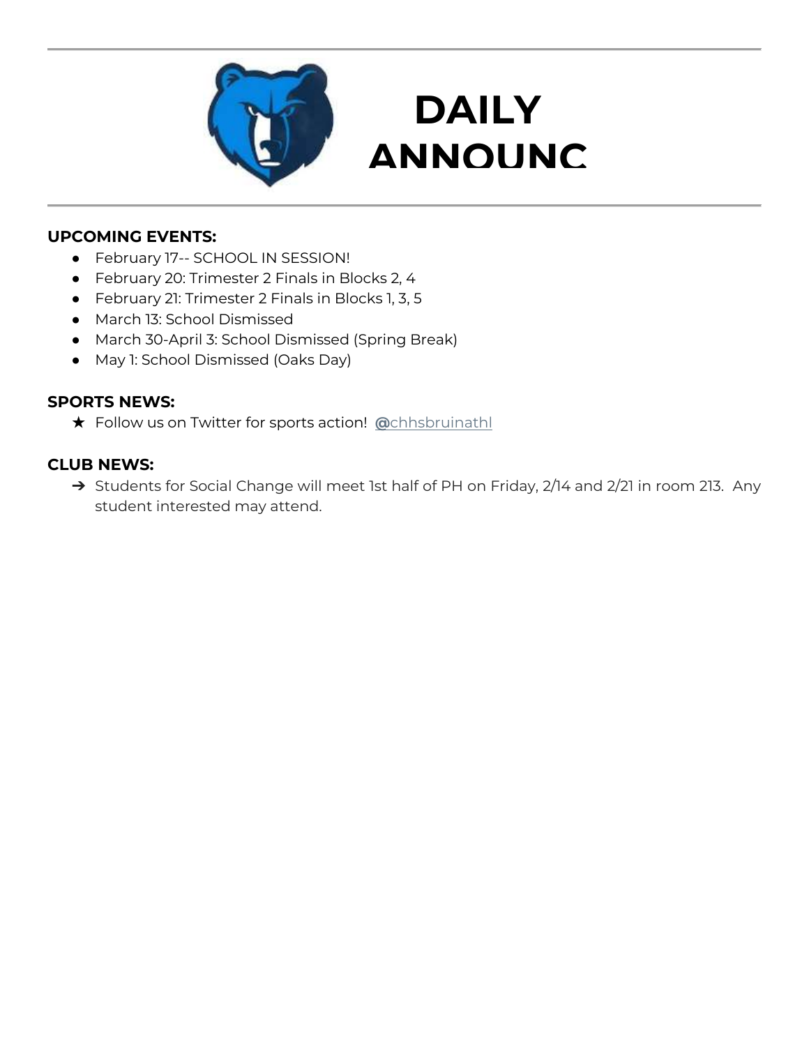# DAILY ANNOUNC

**UPCOMING EVENTS:**

- February 17-- SCHOOL IN SESSION!
- February 20: Trimester 2 Finals in Blocks 2, 4
- February 21: Trimester 2 Finals in Blocks 1, 3, 5
- March 13: School Dismissed
- March 30-April 3: School Dismissed (Spring Break)
- May 1: School Dismissed (Oaks Day)

**SPORTS NEWS:**

- ★ Follow us on Twitter for sports action! @chhsbruinathl

**CLUB NEWS:**

- ➔ Students for Social Change will meet 1st half of PH on Friday, 2/14 and 2/21 in room 213. Any student interested may attend.